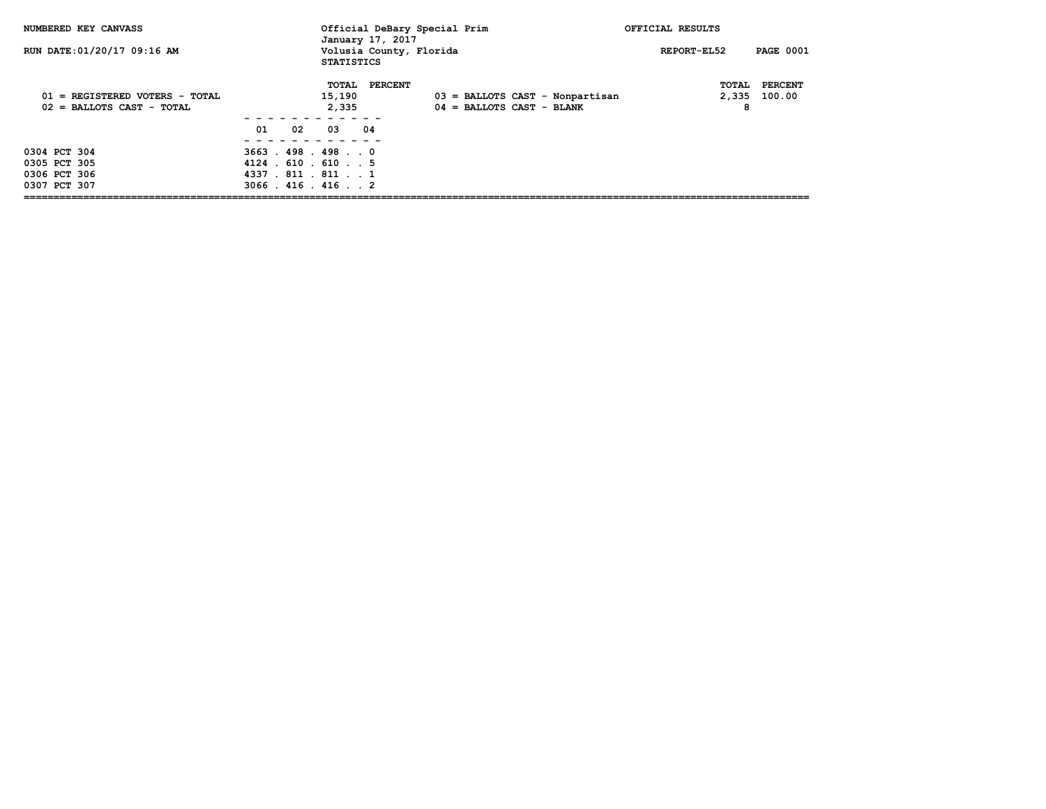NUMBERED KEY CANVASS

RUN DATE:01/20/17 09:16 AM

Official DeBary Special Prim
January 17, 2017
Volusia County, Florida
STATISTICS

OFFICIAL RESULTS

REPORT-EL52 PAGE 0001

| | TOTAL | PERCENT | | TOTAL | PERCENT |
|---|---|---|---|---|---|
| 01 = REGISTERED VOTERS - TOTAL | 15,190 | | 03 = BALLOTS CAST - Nonpartisan | 2,335 | 100.00 |
| 02 = BALLOTS CAST - TOTAL | 2,335 | | 04 = BALLOTS CAST - BLANK | 8 | |

| | 01 | 02 | 03 | 04 |
|---|---|---|---|---|
| 0304 PCT 304 | 3663 | 498 | 498 | 0 |
| 0305 PCT 305 | 4124 | 610 | 610 | 5 |
| 0306 PCT 306 | 4337 | 811 | 811 | 1 |
| 0307 PCT 307 | 3066 | 416 | 416 | 2 |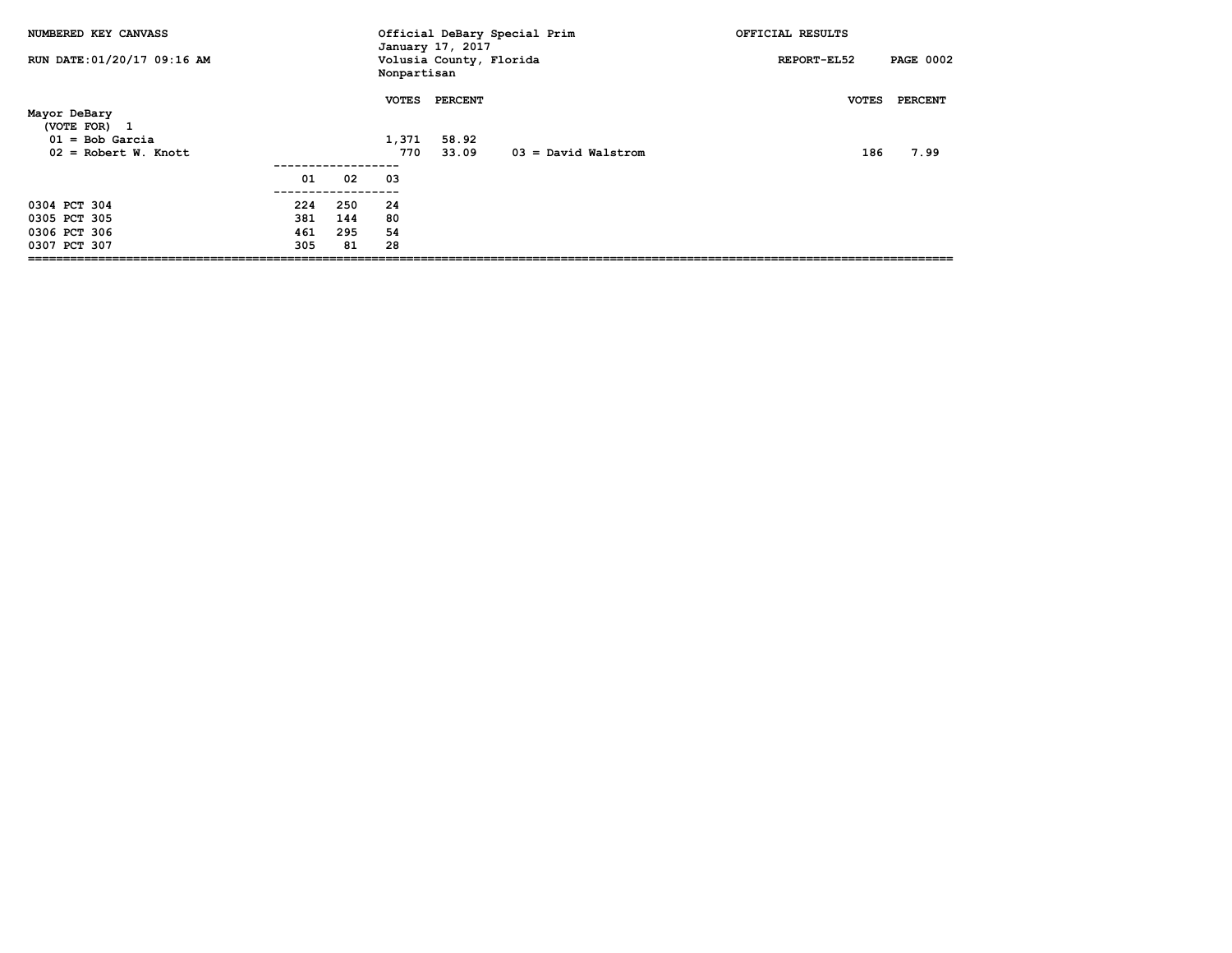NUMBERED KEY CANVASS

RUN DATE:01/20/17 09:16 AM

Official DeBary Special Prim
January 17, 2017
Volusia County, Florida
Nonpartisan

OFFICIAL RESULTS

REPORT-EL52

## Mayor DeBary
(VOTE FOR) 1

| | VOTES | PERCENT |
|---|---|---|
| 01 = Bob Garcia | 1,371 | 58.92 |
| 02 = Robert W. Knott | 770 | 33.09 |
| 03 = David Walstrom | 186 | 7.99 |

| | 01 | 02 | 03 |
|---|---|---|---|
| 0304 PCT 304 | 224 | 250 | 24 |
| 0305 PCT 305 | 381 | 144 | 80 |
| 0306 PCT 306 | 461 | 295 | 54 |
| 0307 PCT 307 | 305 | 81 | 28 |